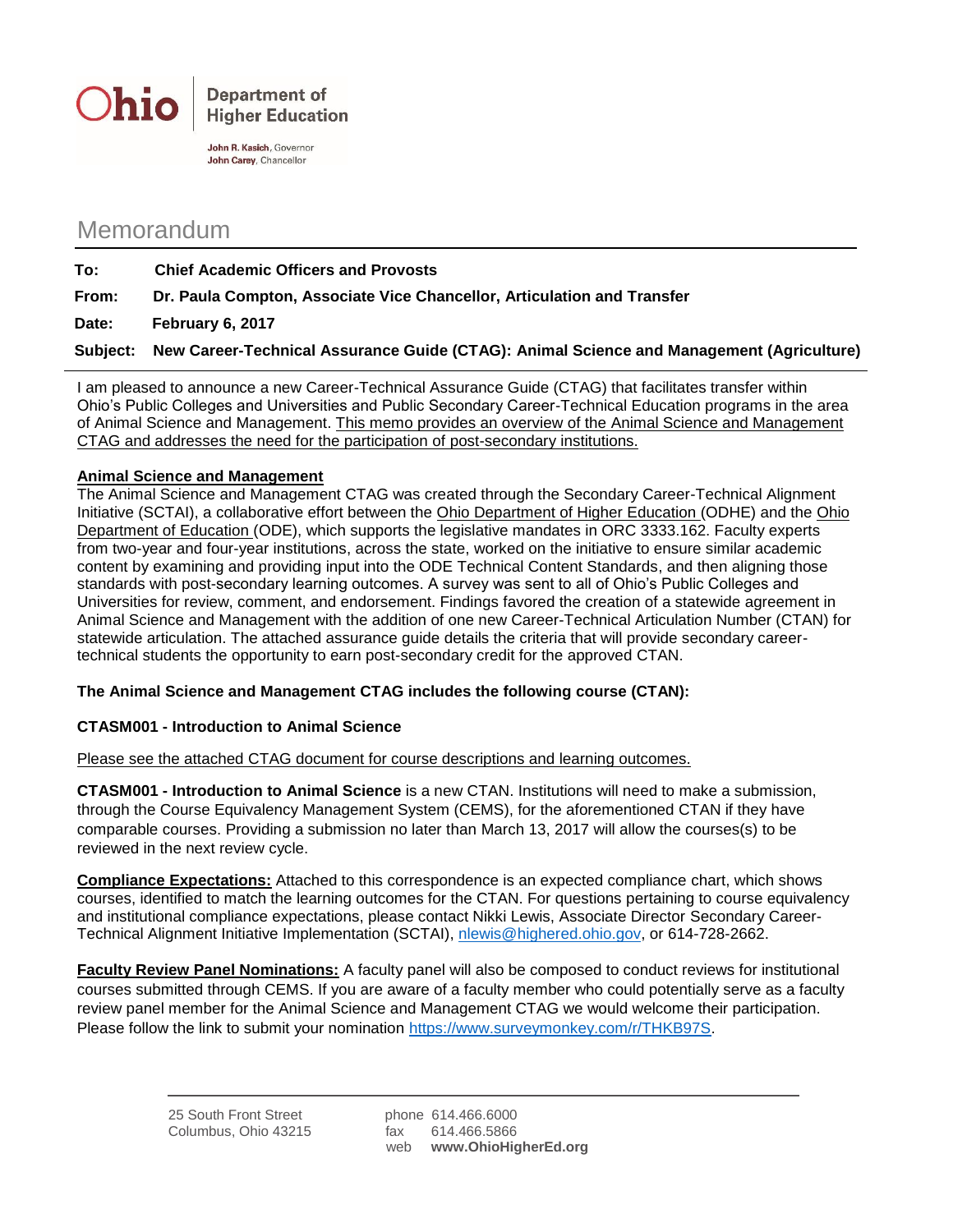Ohio | Department of Higher Education

John R. Kasich, Governor
John Carey, Chancellor

# Memorandum

**To:** **Chief Academic Officers and Provosts**

**From:** **Dr. Paula Compton, Associate Vice Chancellor, Articulation and Transfer**

**Date:** **February 6, 2017**

**Subject:** **New Career-Technical Assurance Guide (CTAG): Animal Science and Management (Agriculture)**

I am pleased to announce a new Career-Technical Assurance Guide (CTAG) that facilitates transfer within Ohio's Public Colleges and Universities and Public Secondary Career-Technical Education programs in the area of Animal Science and Management. This memo provides an overview of the Animal Science and Management CTAG and addresses the need for the participation of post-secondary institutions.

**Animal Science and Management**

The Animal Science and Management CTAG was created through the Secondary Career-Technical Alignment Initiative (SCTAI), a collaborative effort between the Ohio Department of Higher Education (ODHE) and the Ohio Department of Education (ODE), which supports the legislative mandates in ORC 3333.162. Faculty experts from two-year and four-year institutions, across the state, worked on the initiative to ensure similar academic content by examining and providing input into the ODE Technical Content Standards, and then aligning those standards with post-secondary learning outcomes. A survey was sent to all of Ohio's Public Colleges and Universities for review, comment, and endorsement. Findings favored the creation of a statewide agreement in Animal Science and Management with the addition of one new Career-Technical Articulation Number (CTAN) for statewide articulation. The attached assurance guide details the criteria that will provide secondary career-technical students the opportunity to earn post-secondary credit for the approved CTAN.

**The Animal Science and Management CTAG includes the following course (CTAN):**

**CTASM001 - Introduction to Animal Science**

Please see the attached CTAG document for course descriptions and learning outcomes.

**CTASM001 - Introduction to Animal Science** is a new CTAN. Institutions will need to make a submission, through the Course Equivalency Management System (CEMS), for the aforementioned CTAN if they have comparable courses. Providing a submission no later than March 13, 2017 will allow the courses(s) to be reviewed in the next review cycle.

**Compliance Expectations:** Attached to this correspondence is an expected compliance chart, which shows courses, identified to match the learning outcomes for the CTAN. For questions pertaining to course equivalency and institutional compliance expectations, please contact Nikki Lewis, Associate Director Secondary Career-Technical Alignment Initiative Implementation (SCTAI), nlewis@highered.ohio.gov, or 614-728-2662.

**Faculty Review Panel Nominations:** A faculty panel will also be composed to conduct reviews for institutional courses submitted through CEMS. If you are aware of a faculty member who could potentially serve as a faculty review panel member for the Animal Science and Management CTAG we would welcome their participation. Please follow the link to submit your nomination https://www.surveymonkey.com/r/THKB97S.

25 South Front Street
Columbus, Ohio 43215

phone 614.466.6000
fax 614.466.5866
web **www.OhioHigherEd.org**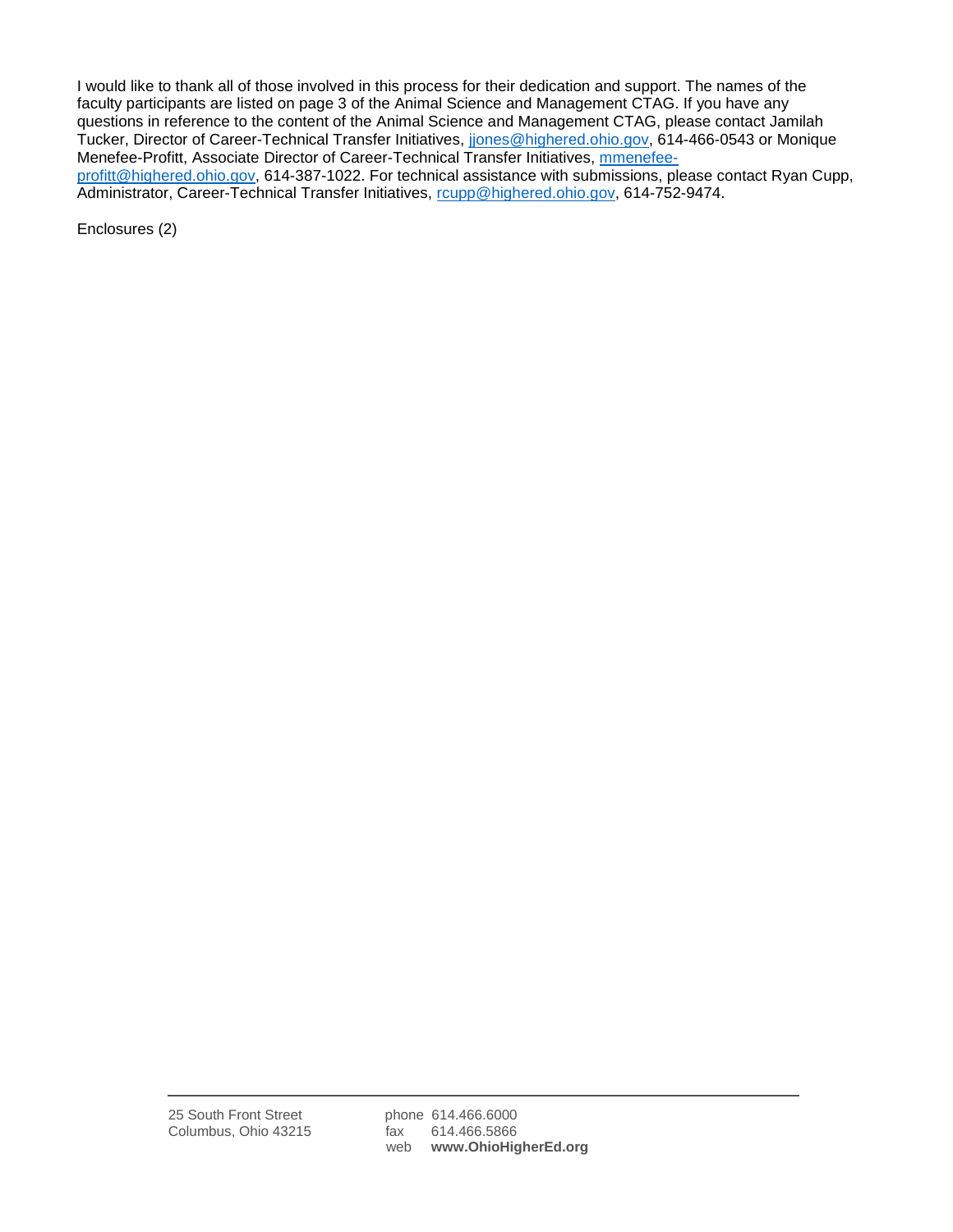I would like to thank all of those involved in this process for their dedication and support. The names of the faculty participants are listed on page 3 of the Animal Science and Management CTAG. If you have any questions in reference to the content of the Animal Science and Management CTAG, please contact Jamilah Tucker, Director of Career-Technical Transfer Initiatives, jjones@highered.ohio.gov, 614-466-0543 or Monique Menefee-Profitt, Associate Director of Career-Technical Transfer Initiatives, mmenefee-profitt@highered.ohio.gov, 614-387-1022. For technical assistance with submissions, please contact Ryan Cupp, Administrator, Career-Technical Transfer Initiatives, rcupp@highered.ohio.gov, 614-752-9474.

Enclosures (2)